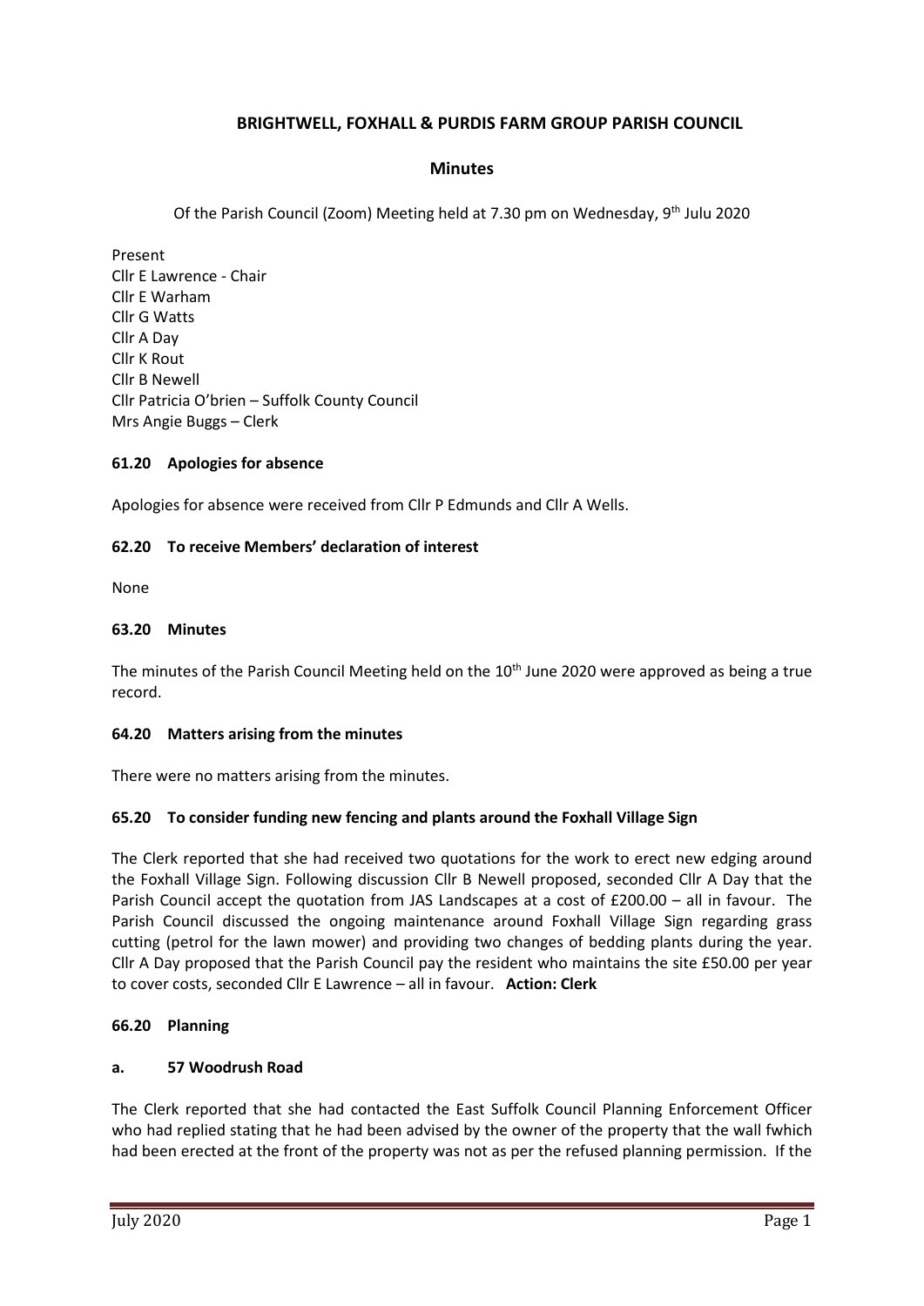# BRIGHTWELL, FOXHALL & PURDIS FARM GROUP PARISH COUNCIL

## Minutes

Of the Parish Council (Zoom) Meeting held at 7.30 pm on Wednesday, 9th Julu 2020

Present
Cllr E Lawrence - Chair
Cllr E Warham
Cllr G Watts
Cllr A Day
Cllr K Rout
Cllr B Newell
Cllr Patricia O'brien – Suffolk County Council
Mrs Angie Buggs – Clerk

### 61.20 Apologies for absence

Apologies for absence were received from Cllr P Edmunds and Cllr A Wells.

### 62.20 To receive Members' declaration of interest

None

### 63.20 Minutes

The minutes of the Parish Council Meeting held on the 10th June 2020 were approved as being a true record.

### 64.20 Matters arising from the minutes

There were no matters arising from the minutes.

### 65.20 To consider funding new fencing and plants around the Foxhall Village Sign

The Clerk reported that she had received two quotations for the work to erect new edging around the Foxhall Village Sign. Following discussion Cllr B Newell proposed, seconded Cllr A Day that the Parish Council accept the quotation from JAS Landscapes at a cost of £200.00 – all in favour. The Parish Council discussed the ongoing maintenance around Foxhall Village Sign regarding grass cutting (petrol for the lawn mower) and providing two changes of bedding plants during the year. Cllr A Day proposed that the Parish Council pay the resident who maintains the site £50.00 per year to cover costs, seconded Cllr E Lawrence – all in favour. **Action: Clerk**

### 66.20 Planning

#### a. 57 Woodrush Road

The Clerk reported that she had contacted the East Suffolk Council Planning Enforcement Officer who had replied stating that he had been advised by the owner of the property that the wall fwhich had been erected at the front of the property was not as per the refused planning permission. If the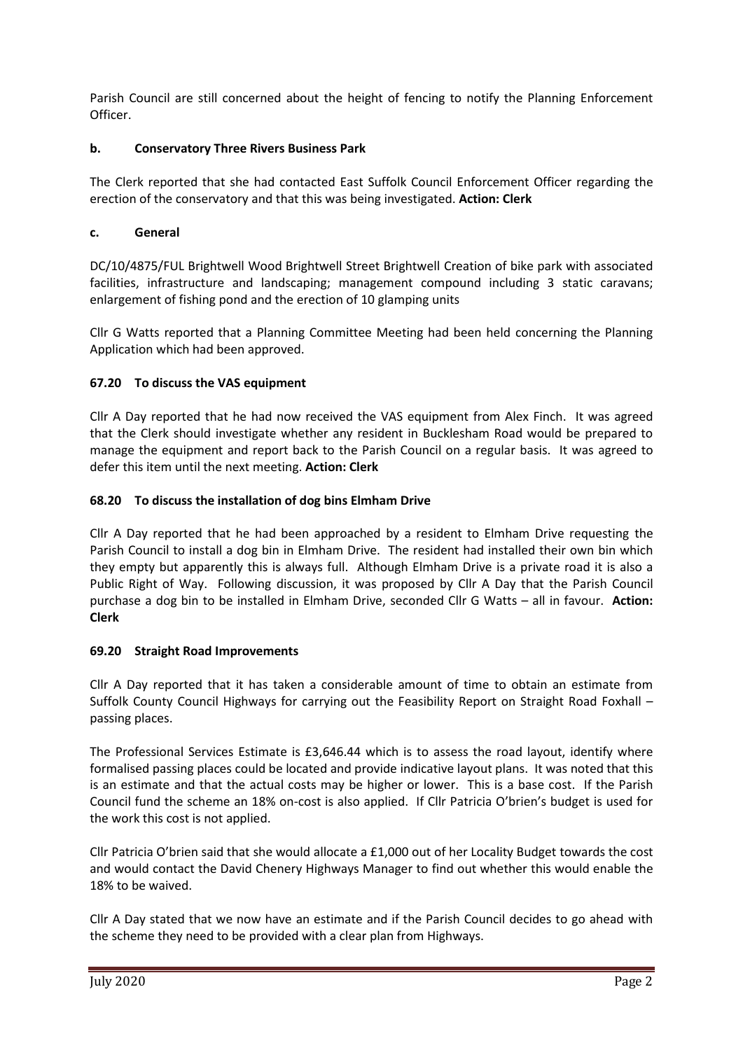Parish Council are still concerned about the height of fencing to notify the Planning Enforcement Officer.

### b. Conservatory Three Rivers Business Park

The Clerk reported that she had contacted East Suffolk Council Enforcement Officer regarding the erection of the conservatory and that this was being investigated. **Action: Clerk**

### c. General

DC/10/4875/FUL Brightwell Wood Brightwell Street Brightwell Creation of bike park with associated facilities, infrastructure and landscaping; management compound including 3 static caravans; enlargement of fishing pond and the erection of 10 glamping units

Cllr G Watts reported that a Planning Committee Meeting had been held concerning the Planning Application which had been approved.

## 67.20 To discuss the VAS equipment

Cllr A Day reported that he had now received the VAS equipment from Alex Finch. It was agreed that the Clerk should investigate whether any resident in Bucklesham Road would be prepared to manage the equipment and report back to the Parish Council on a regular basis. It was agreed to defer this item until the next meeting. **Action: Clerk**

## 68.20 To discuss the installation of dog bins Elmham Drive

Cllr A Day reported that he had been approached by a resident to Elmham Drive requesting the Parish Council to install a dog bin in Elmham Drive. The resident had installed their own bin which they empty but apparently this is always full. Although Elmham Drive is a private road it is also a Public Right of Way. Following discussion, it was proposed by Cllr A Day that the Parish Council purchase a dog bin to be installed in Elmham Drive, seconded Cllr G Watts – all in favour. **Action: Clerk**

## 69.20 Straight Road Improvements

Cllr A Day reported that it has taken a considerable amount of time to obtain an estimate from Suffolk County Council Highways for carrying out the Feasibility Report on Straight Road Foxhall – passing places.

The Professional Services Estimate is £3,646.44 which is to assess the road layout, identify where formalised passing places could be located and provide indicative layout plans. It was noted that this is an estimate and that the actual costs may be higher or lower. This is a base cost. If the Parish Council fund the scheme an 18% on-cost is also applied. If Cllr Patricia O'brien's budget is used for the work this cost is not applied.

Cllr Patricia O'brien said that she would allocate a £1,000 out of her Locality Budget towards the cost and would contact the David Chenery Highways Manager to find out whether this would enable the 18% to be waived.

Cllr A Day stated that we now have an estimate and if the Parish Council decides to go ahead with the scheme they need to be provided with a clear plan from Highways.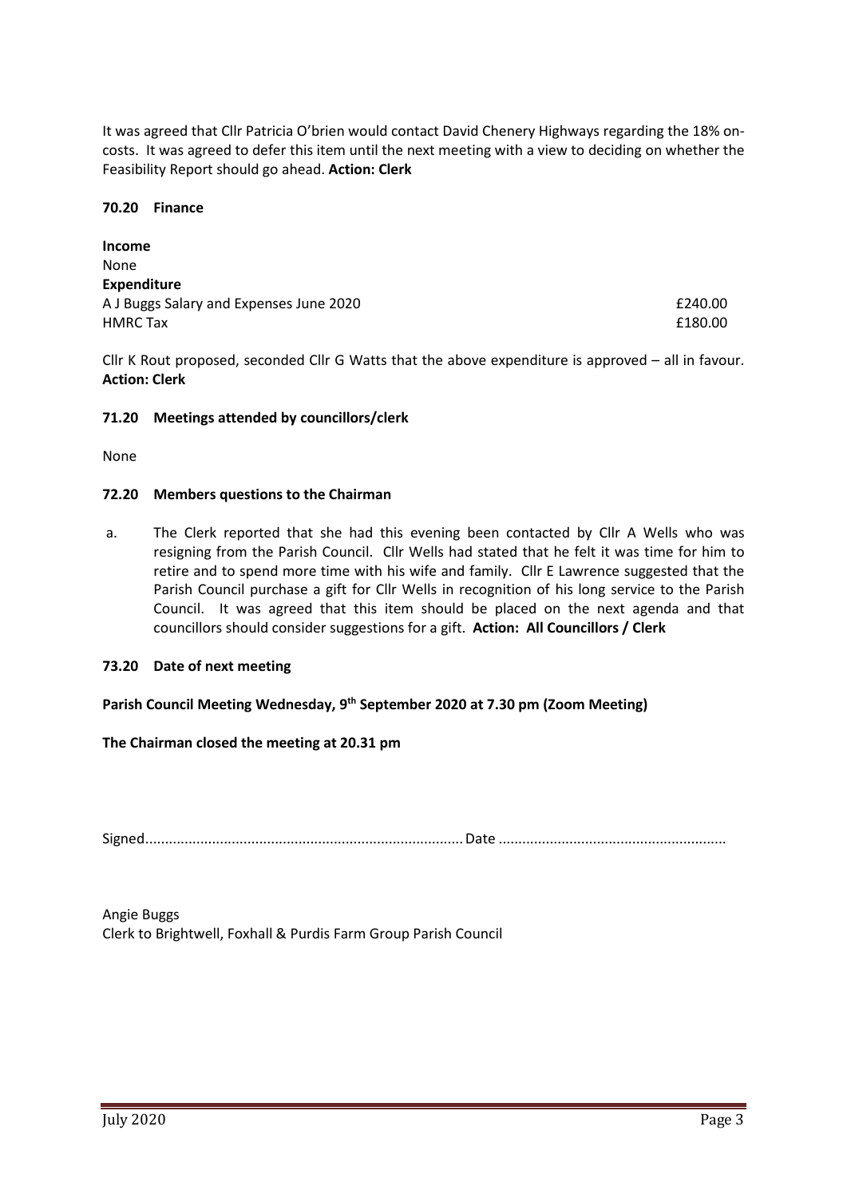It was agreed that Cllr Patricia O'brien would contact David Chenery Highways regarding the 18% on-costs. It was agreed to defer this item until the next meeting with a view to deciding on whether the Feasibility Report should go ahead. **Action: Clerk**

### 70.20 Finance

**Income**

None

**Expenditure**

| | |
|---|---|
| A J Buggs Salary and Expenses June 2020 | £240.00 |
| HMRC Tax | £180.00 |

Cllr K Rout proposed, seconded Cllr G Watts that the above expenditure is approved – all in favour. **Action: Clerk**

### 71.20 Meetings attended by councillors/clerk

None

### 72.20 Members questions to the Chairman

a. The Clerk reported that she had this evening been contacted by Cllr A Wells who was resigning from the Parish Council. Cllr Wells had stated that he felt it was time for him to retire and to spend more time with his wife and family. Cllr E Lawrence suggested that the Parish Council purchase a gift for Cllr Wells in recognition of his long service to the Parish Council. It was agreed that this item should be placed on the next agenda and that councillors should consider suggestions for a gift. **Action: All Councillors / Clerk**

### 73.20 Date of next meeting

**Parish Council Meeting Wednesday, 9th September 2020 at 7.30 pm (Zoom Meeting)**

**The Chairman closed the meeting at 20.31 pm**

Signed................................................................................ Date .........................................................

Angie Buggs
Clerk to Brightwell, Foxhall & Purdis Farm Group Parish Council